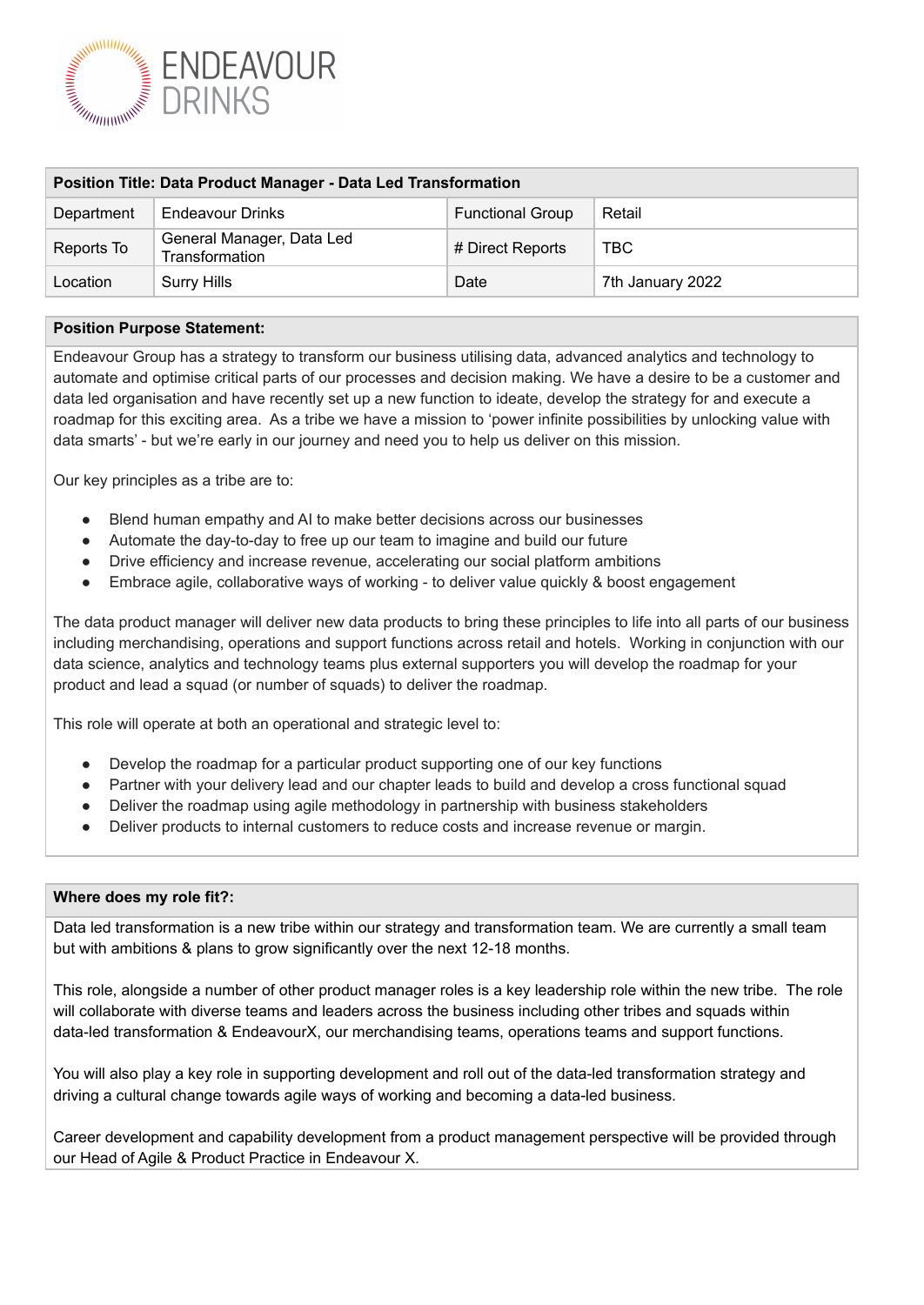ENDEAVOUR DRINKS

| Position Title: Data Product Manager - Data Led Transformation | | | |
|---|---|---|---|
| Department | Endeavour Drinks | Functional Group | Retail |
| Reports To | General Manager, Data Led Transformation | # Direct Reports | TBC |
| Location | Surry Hills | Date | 7th January 2022 |

## Position Purpose Statement:

Endeavour Group has a strategy to transform our business utilising data, advanced analytics and technology to automate and optimise critical parts of our processes and decision making. We have a desire to be a customer and data led organisation and have recently set up a new function to ideate, develop the strategy for and execute a roadmap for this exciting area. As a tribe we have a mission to 'power infinite possibilities by unlocking value with data smarts' - but we're early in our journey and need you to help us deliver on this mission.

Our key principles as a tribe are to:

- Blend human empathy and AI to make better decisions across our businesses
- Automate the day-to-day to free up our team to imagine and build our future
- Drive efficiency and increase revenue, accelerating our social platform ambitions
- Embrace agile, collaborative ways of working - to deliver value quickly & boost engagement

The data product manager will deliver new data products to bring these principles to life into all parts of our business including merchandising, operations and support functions across retail and hotels. Working in conjunction with our data science, analytics and technology teams plus external supporters you will develop the roadmap for your product and lead a squad (or number of squads) to deliver the roadmap.

This role will operate at both an operational and strategic level to:

- Develop the roadmap for a particular product supporting one of our key functions
- Partner with your delivery lead and our chapter leads to build and develop a cross functional squad
- Deliver the roadmap using agile methodology in partnership with business stakeholders
- Deliver products to internal customers to reduce costs and increase revenue or margin.

## Where does my role fit?:

Data led transformation is a new tribe within our strategy and transformation team. We are currently a small team but with ambitions & plans to grow significantly over the next 12-18 months.

This role, alongside a number of other product manager roles is a key leadership role within the new tribe. The role will collaborate with diverse teams and leaders across the business including other tribes and squads within data-led transformation & EndeavourX, our merchandising teams, operations teams and support functions.

You will also play a key role in supporting development and roll out of the data-led transformation strategy and driving a cultural change towards agile ways of working and becoming a data-led business.

Career development and capability development from a product management perspective will be provided through our Head of Agile & Product Practice in Endeavour X.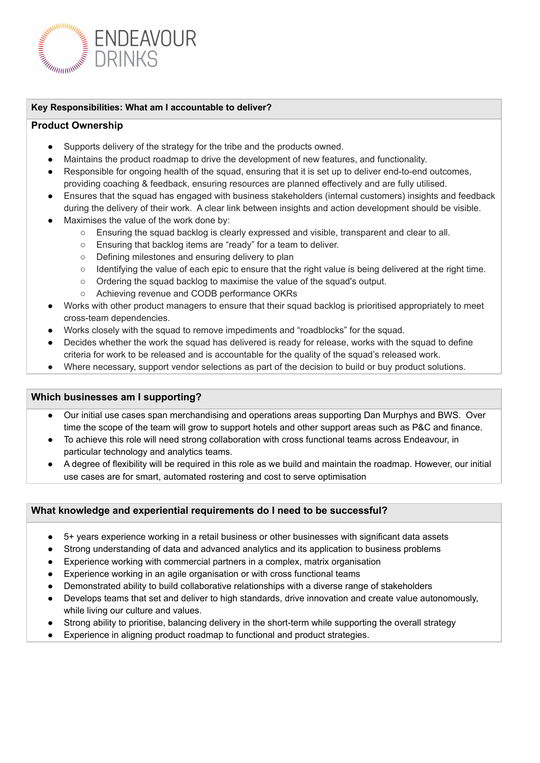## Key Responsibilities: What am I accountable to deliver?

### Product Ownership

- Supports delivery of the strategy for the tribe and the products owned.
- Maintains the product roadmap to drive the development of new features, and functionality.
- Responsible for ongoing health of the squad, ensuring that it is set up to deliver end-to-end outcomes, providing coaching & feedback, ensuring resources are planned effectively and are fully utilised.
- Ensures that the squad has engaged with business stakeholders (internal customers) insights and feedback during the delivery of their work. A clear link between insights and action development should be visible.
- Maximises the value of the work done by:
  - Ensuring the squad backlog is clearly expressed and visible, transparent and clear to all.
  - Ensuring that backlog items are "ready" for a team to deliver.
  - Defining milestones and ensuring delivery to plan
  - Identifying the value of each epic to ensure that the right value is being delivered at the right time.
  - Ordering the squad backlog to maximise the value of the squad's output.
  - Achieving revenue and CODB performance OKRs
- Works with other product managers to ensure that their squad backlog is prioritised appropriately to meet cross-team dependencies.
- Works closely with the squad to remove impediments and "roadblocks" for the squad.
- Decides whether the work the squad has delivered is ready for release, works with the squad to define criteria for work to be released and is accountable for the quality of the squad's released work.
- Where necessary, support vendor selections as part of the decision to build or buy product solutions.

## Which businesses am I supporting?

- Our initial use cases span merchandising and operations areas supporting Dan Murphys and BWS. Over time the scope of the team will grow to support hotels and other support areas such as P&C and finance.
- To achieve this role will need strong collaboration with cross functional teams across Endeavour, in particular technology and analytics teams.
- A degree of flexibility will be required in this role as we build and maintain the roadmap. However, our initial use cases are for smart, automated rostering and cost to serve optimisation

## What knowledge and experiential requirements do I need to be successful?

- 5+ years experience working in a retail business or other businesses with significant data assets
- Strong understanding of data and advanced analytics and its application to business problems
- Experience working with commercial partners in a complex, matrix organisation
- Experience working in an agile organisation or with cross functional teams
- Demonstrated ability to build collaborative relationships with a diverse range of stakeholders
- Develops teams that set and deliver to high standards, drive innovation and create value autonomously, while living our culture and values.
- Strong ability to prioritise, balancing delivery in the short-term while supporting the overall strategy
- Experience in aligning product roadmap to functional and product strategies.